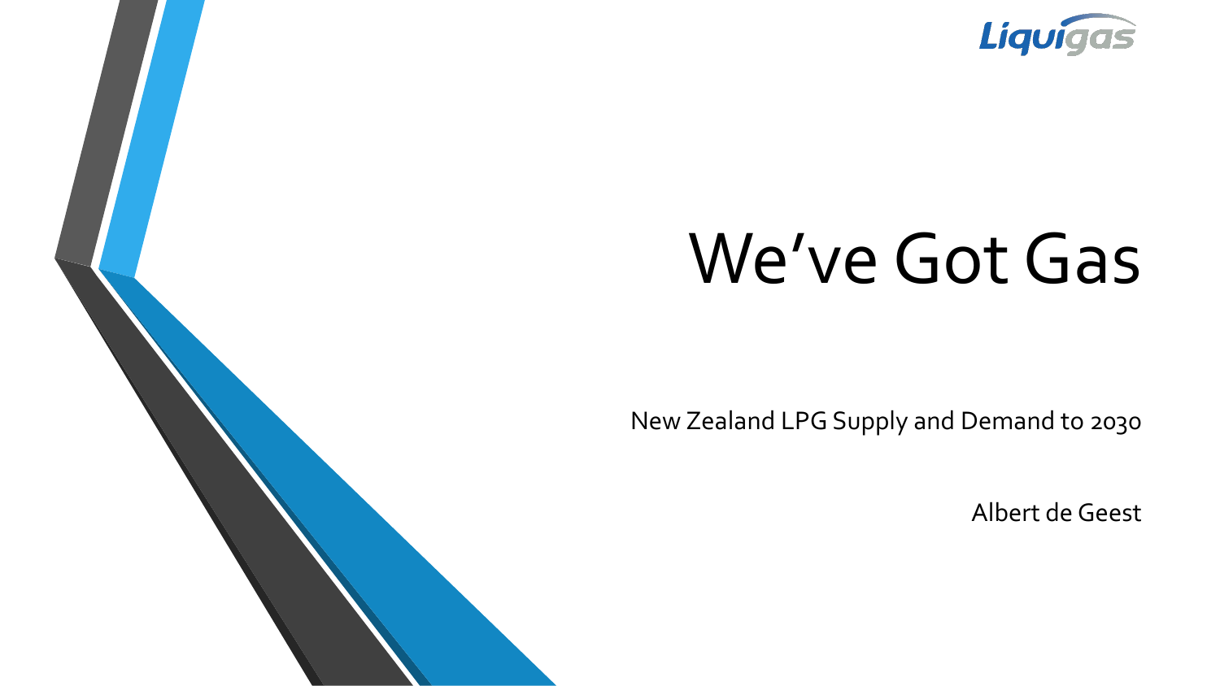Liquigas

# We've Got Gas

New Zealand LPG Supply and Demand to 2030

Albert de Geest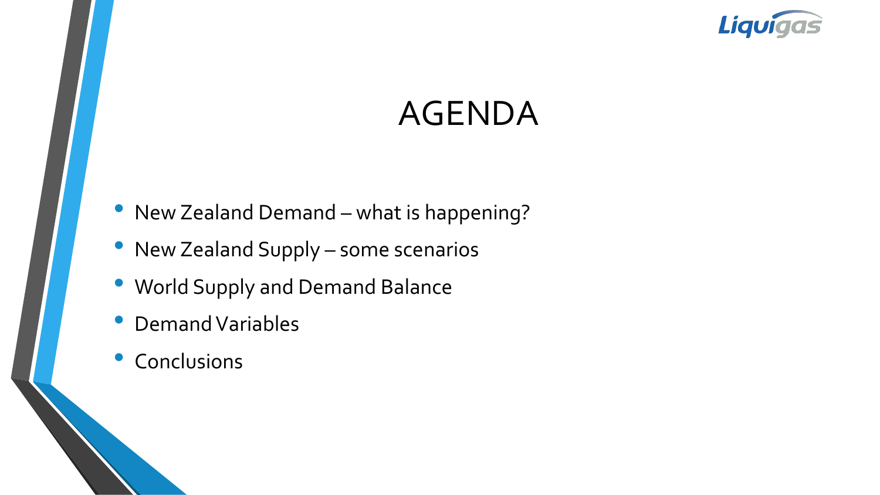# AGENDA

- New Zealand Demand – what is happening?
- New Zealand Supply – some scenarios
- World Supply and Demand Balance
- Demand Variables
- Conclusions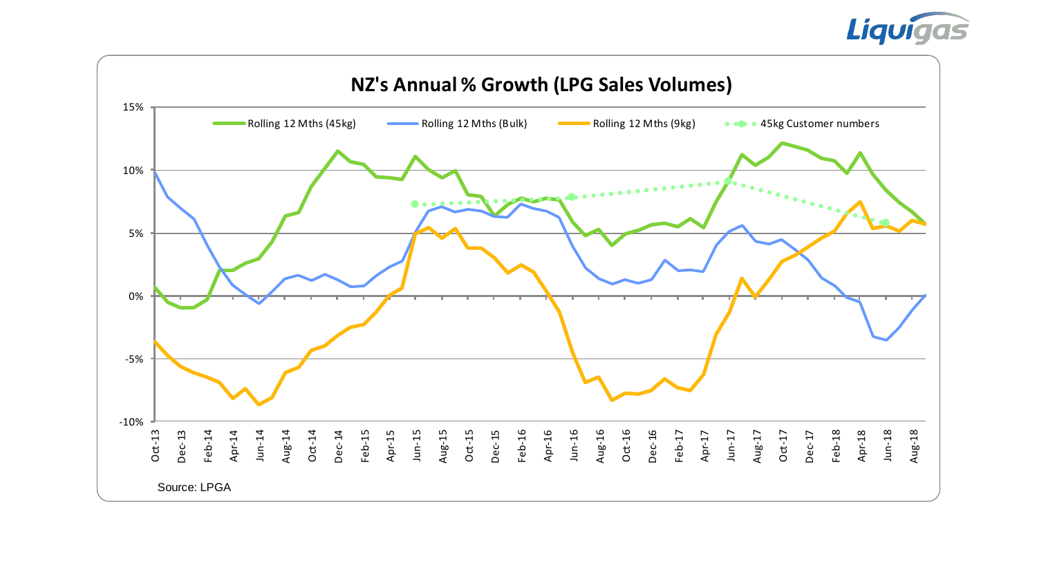# NZ's Annual % Growth (LPG Sales Volumes)

Rolling 12 Mths (45kg) | Rolling 12 Mths (Bulk) | Rolling 12 Mths (9kg) | 45kg Customer numbers

15%
10%
5%
0%
-5%
-10%

Oct-13, Dec-13, Feb-14, Apr-14, Jun-14, Aug-14, Oct-14, Dec-14, Feb-15, Apr-15, Jun-15, Aug-15, Oct-15, Dec-15, Feb-16, Apr-16, Jun-16, Aug-16, Oct-16, Dec-16, Feb-17, Apr-17, Jun-17, Aug-17, Oct-17, Dec-17, Feb-18, Apr-18, Jun-18, Aug-18

Source: LPGA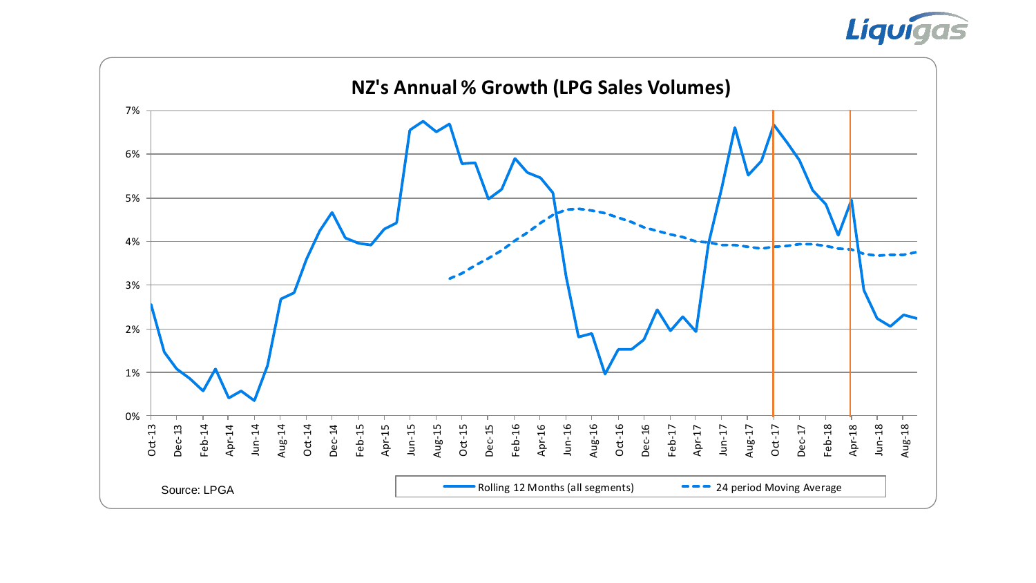# NZ's Annual % Growth (LPG Sales Volumes)

Legend: Rolling 12 Months (all segments); 24 period Moving Average

Source: LPGA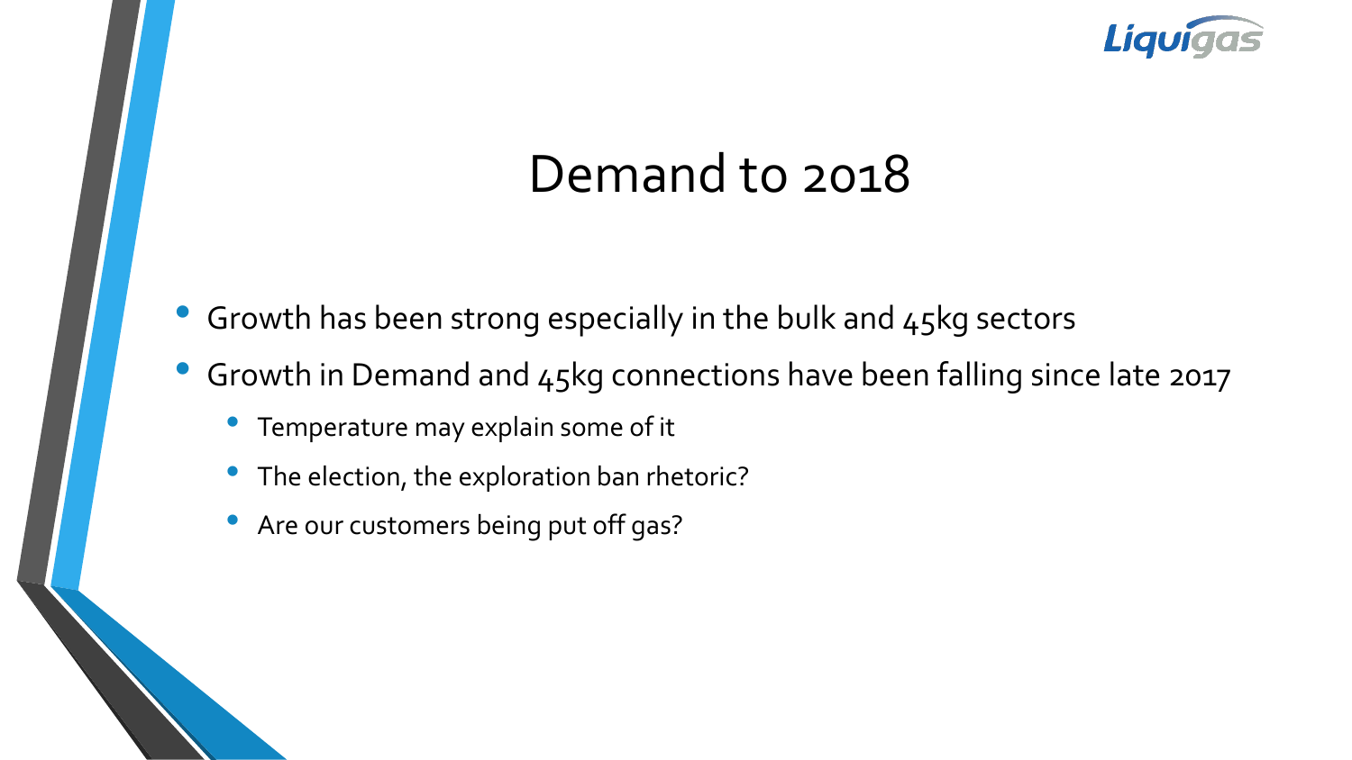# Demand to 2018

- Growth has been strong especially in the bulk and 45kg sectors
- Growth in Demand and 45kg connections have been falling since late 2017
  - Temperature may explain some of it
  - The election, the exploration ban rhetoric?
  - Are our customers being put off gas?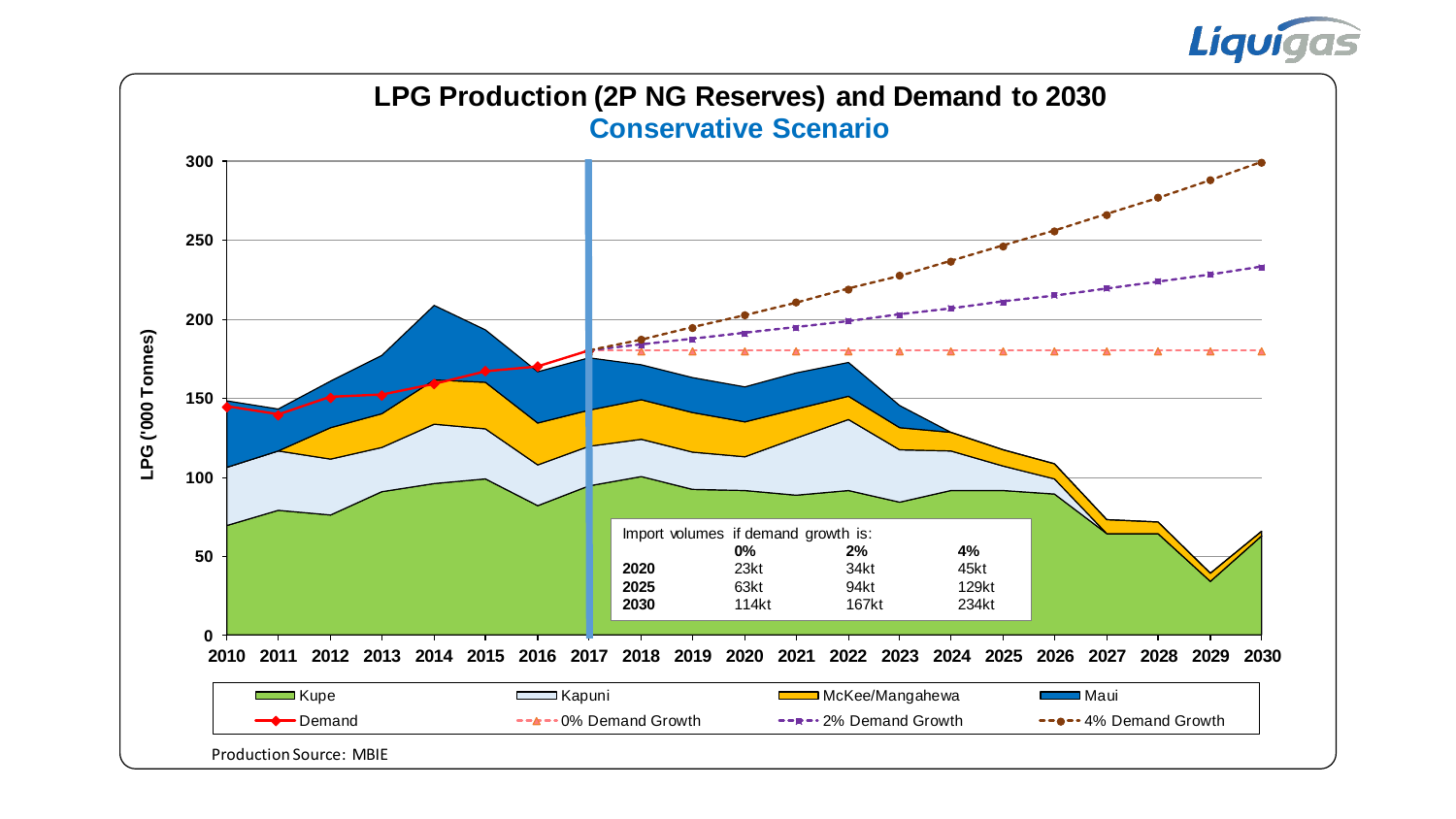## LPG Production (2P NG Reserves) and Demand to 2030

### Conservative Scenario

LPG ('000 Tonnes)

Import volumes if demand growth is:

| | 0% | 2% | 4% |
|---|---|---|---|
| **2020** | 23kt | 34kt | 45kt |
| **2025** | 63kt | 94kt | 129kt |
| **2030** | 114kt | 167kt | 234kt |

Kupe | Kapuni | McKee/Mangahewa | Maui | Demand | 0% Demand Growth | 2% Demand Growth | 4% Demand Growth

Production Source: MBIE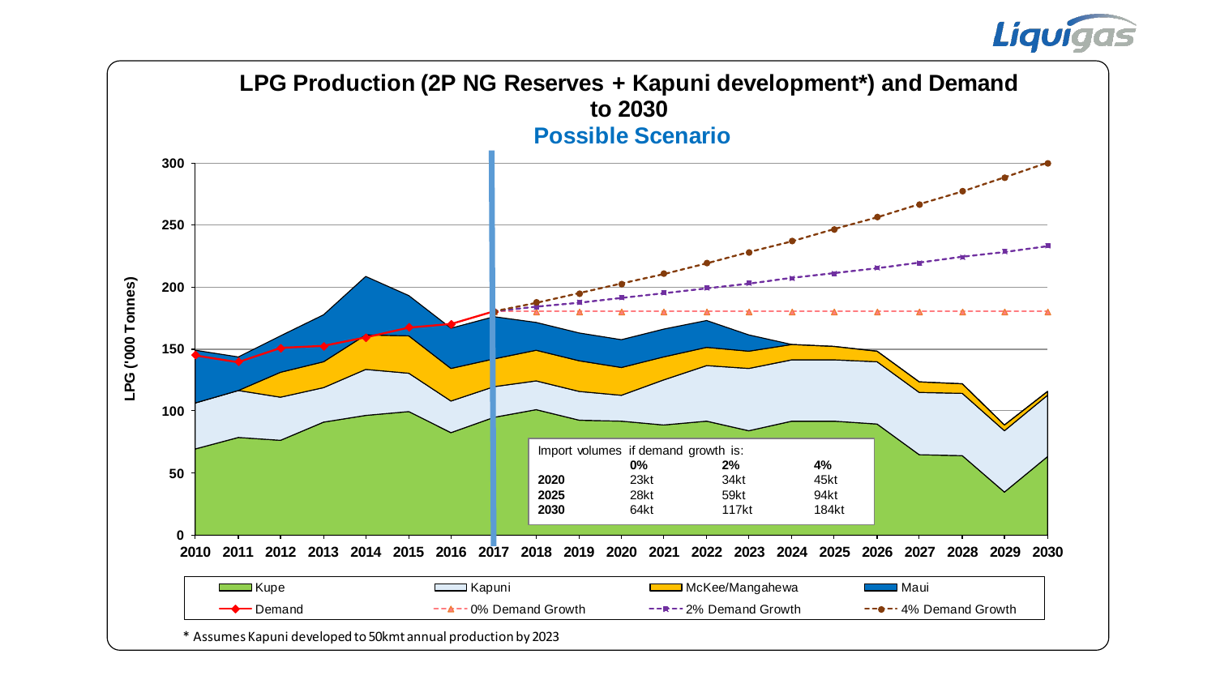# LPG Production (2P NG Reserves + Kapuni development*) and Demand to 2030

## Possible Scenario

| | 0% | 2% | 4% |
|---|---|---|---|
| **2020** | 23kt | 34kt | 45kt |
| **2025** | 28kt | 59kt | 94kt |
| **2030** | 64kt | 117kt | 184kt |

Import volumes if demand growth is:

Legend: Kupe, Kapuni, McKee/Mangahewa, Maui, Demand, 0% Demand Growth, 2% Demand Growth, 4% Demand Growth

LPG ('000 Tonnes)

\* Assumes Kapuni developed to 50kmt annual production by 2023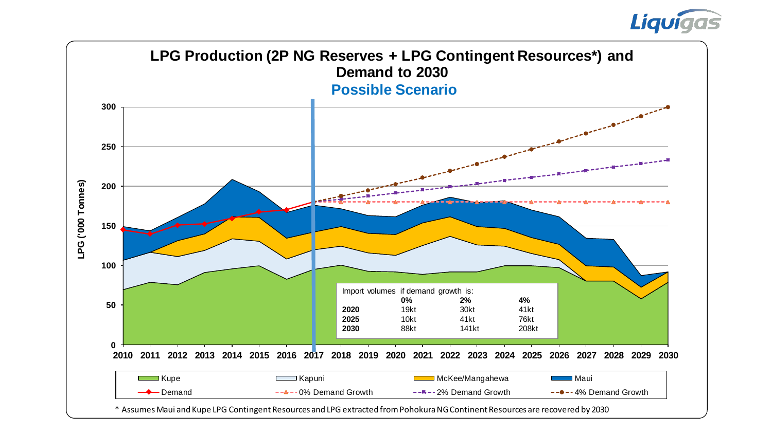# LPG Production (2P NG Reserves + LPG Contingent Resources*) and Demand to 2030

## Possible Scenario

| Import volumes if demand growth is: | 0% | 2% | 4% |
|---|---|---|---|
| 2020 | 19kt | 30kt | 41kt |
| 2025 | 10kt | 41kt | 76kt |
| 2030 | 88kt | 141kt | 208kt |

Legend: Kupe, Kapuni, McKee/Mangahewa, Maui, Demand, 0% Demand Growth, 2% Demand Growth, 4% Demand Growth

LPG ('000 Tonnes)

\* Assumes Maui and Kupe LPG Contingent Resources and LPG extracted from Pohokura NG Continent Resources are recovered by 2030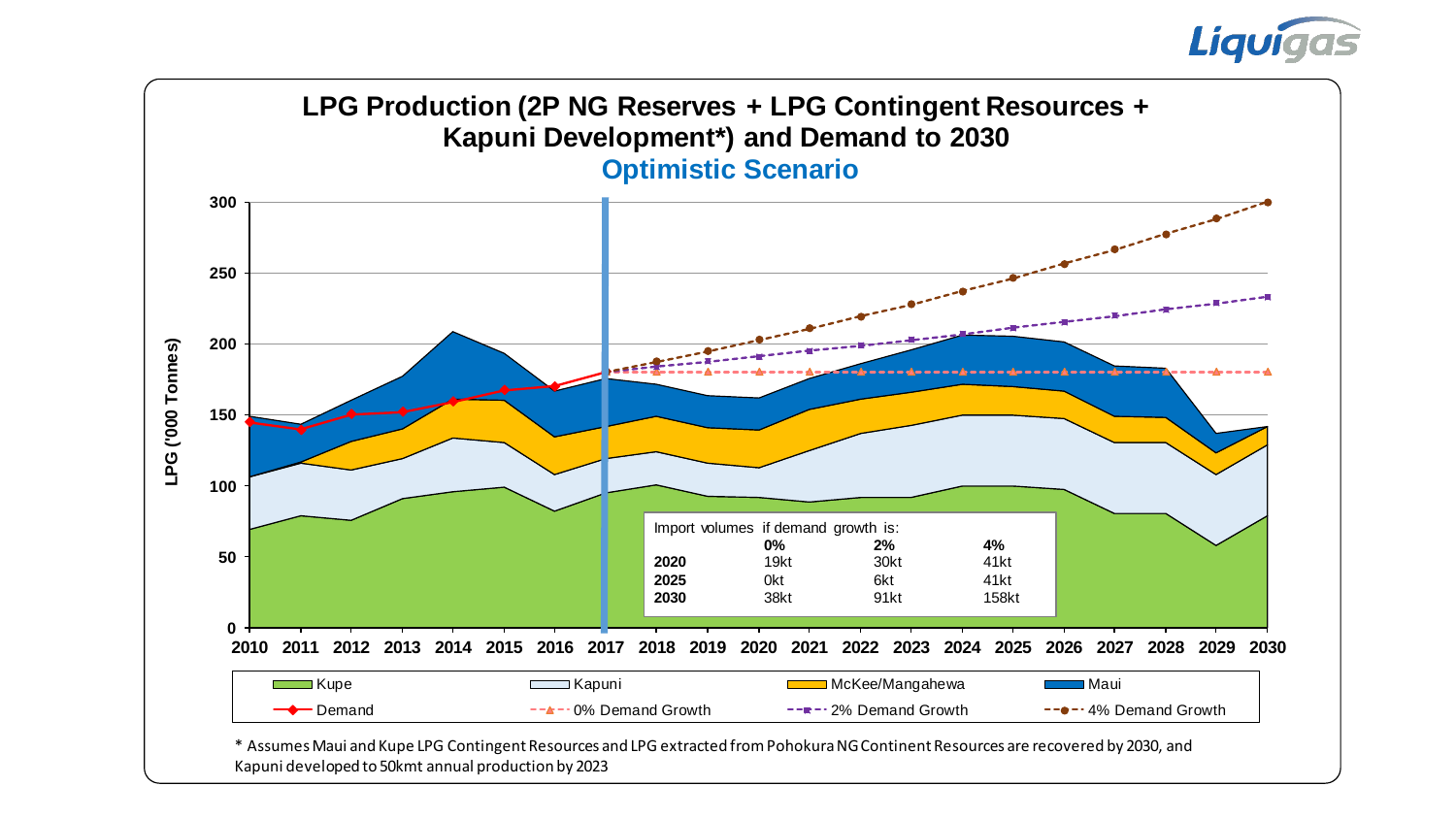# LPG Production (2P NG Reserves + LPG Contingent Resources + Kapuni Development*) and Demand to 2030

## Optimistic Scenario

Import volumes if demand growth is:

| | 0% | 2% | 4% |
|---|---|---|---|
| **2020** | 19kt | 30kt | 41kt |
| **2025** | 0kt | 6kt | 41kt |
| **2030** | 38kt | 91kt | 158kt |

Legend: Kupe, Kapuni, McKee/Mangahewa, Maui, Demand, 0% Demand Growth, 2% Demand Growth, 4% Demand Growth

\* Assumes Maui and Kupe LPG Contingent Resources and LPG extracted from Pohokura NG Continent Resources are recovered by 2030, and Kapuni developed to 50kmt annual production by 2023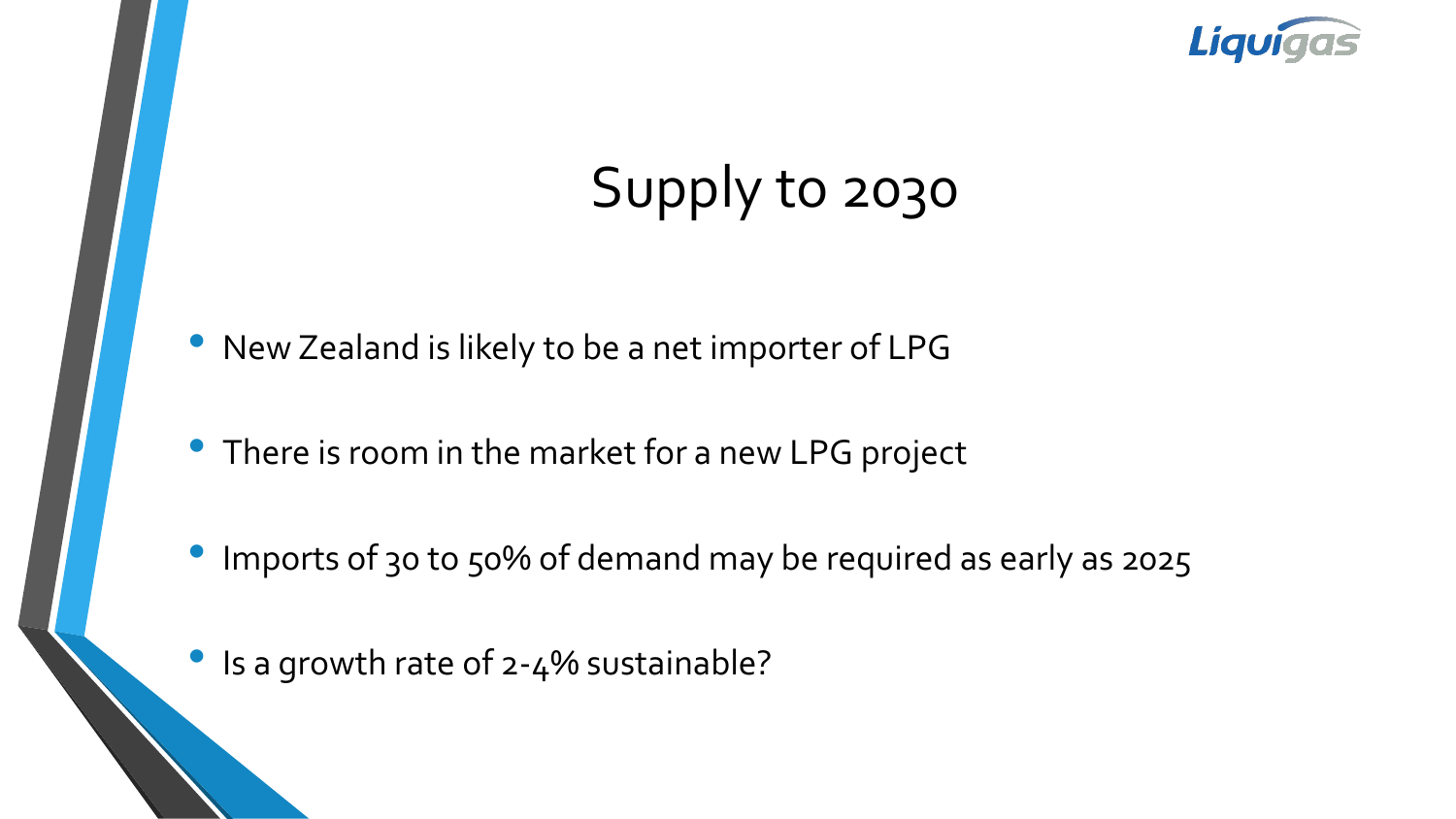# Supply to 2030

- New Zealand is likely to be a net importer of LPG
- There is room in the market for a new LPG project
- Imports of 30 to 50% of demand may be required as early as 2025
- Is a growth rate of 2-4% sustainable?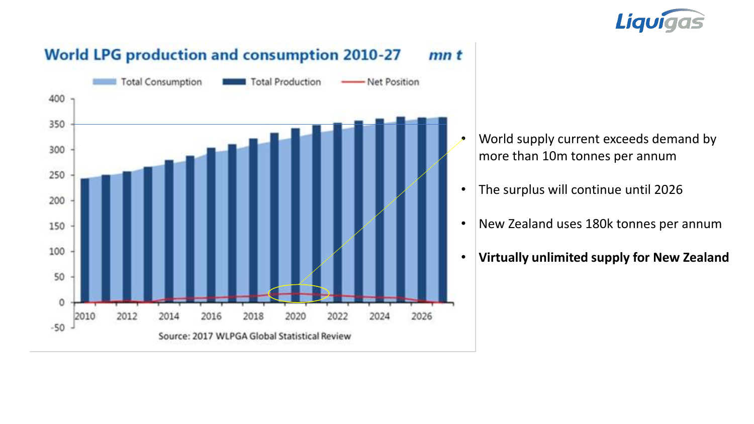## World LPG production and consumption 2010-27 *mn t*

Total Consumption | Total Production | Net Position

Source: 2017 WLPGA Global Statistical Review

- World supply current exceeds demand by more than 10m tonnes per annum
- The surplus will continue until 2026
- New Zealand uses 180k tonnes per annum
- **Virtually unlimited supply for New Zealand**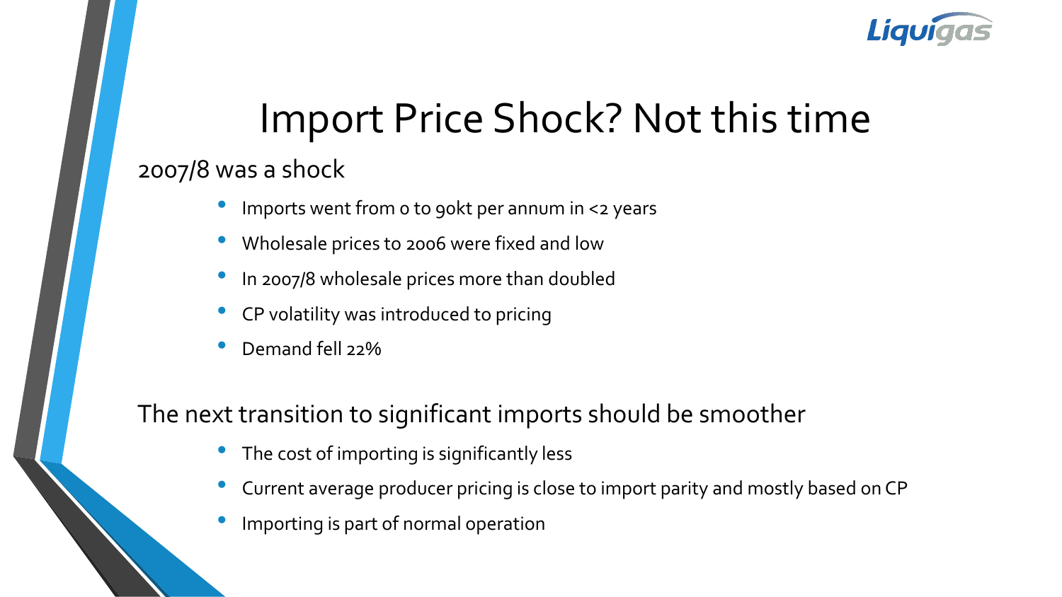# Import Price Shock? Not this time

## 2007/8 was a shock

- Imports went from 0 to 90kt per annum in <2 years
- Wholesale prices to 2006 were fixed and low
- In 2007/8 wholesale prices more than doubled
- CP volatility was introduced to pricing
- Demand fell 22%

## The next transition to significant imports should be smoother

- The cost of importing is significantly less
- Current average producer pricing is close to import parity and mostly based on CP
- Importing is part of normal operation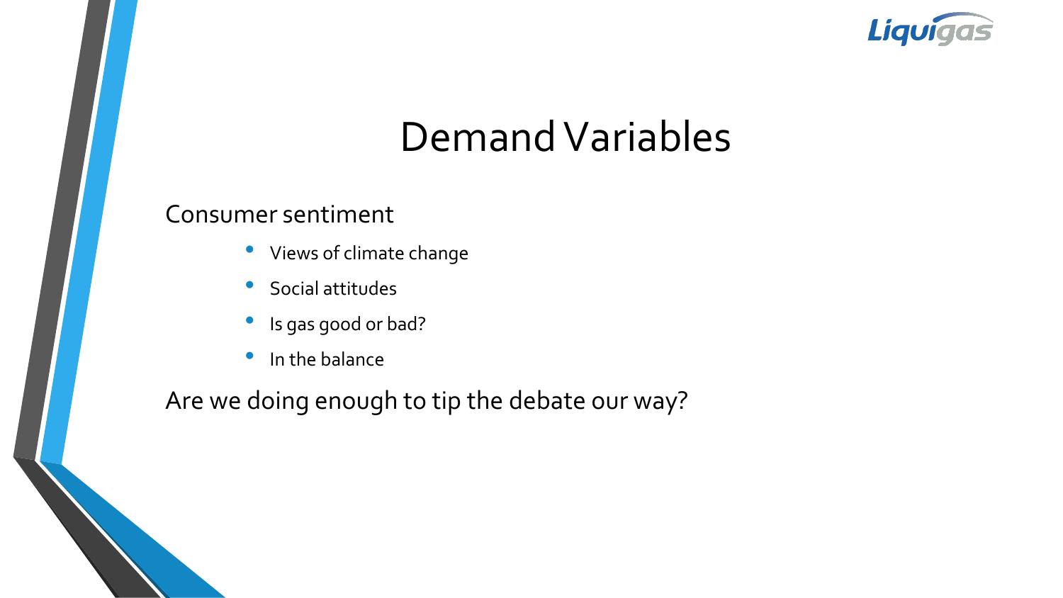# Demand Variables

Consumer sentiment

- Views of climate change
- Social attitudes
- Is gas good or bad?
- In the balance

Are we doing enough to tip the debate our way?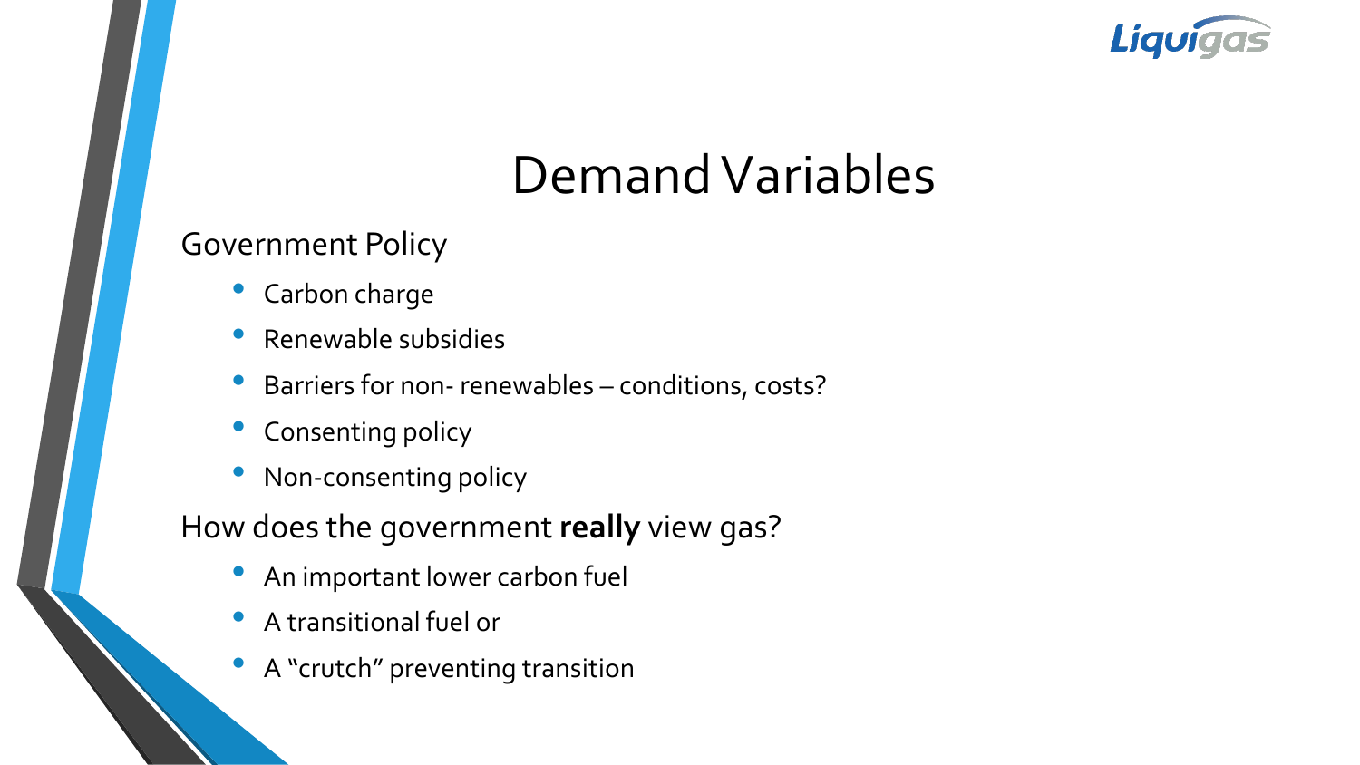# Demand Variables

Government Policy

- Carbon charge
- Renewable subsidies
- Barriers for non- renewables – conditions, costs?
- Consenting policy
- Non-consenting policy

How does the government **really** view gas?

- An important lower carbon fuel
- A transitional fuel or
- A "crutch" preventing transition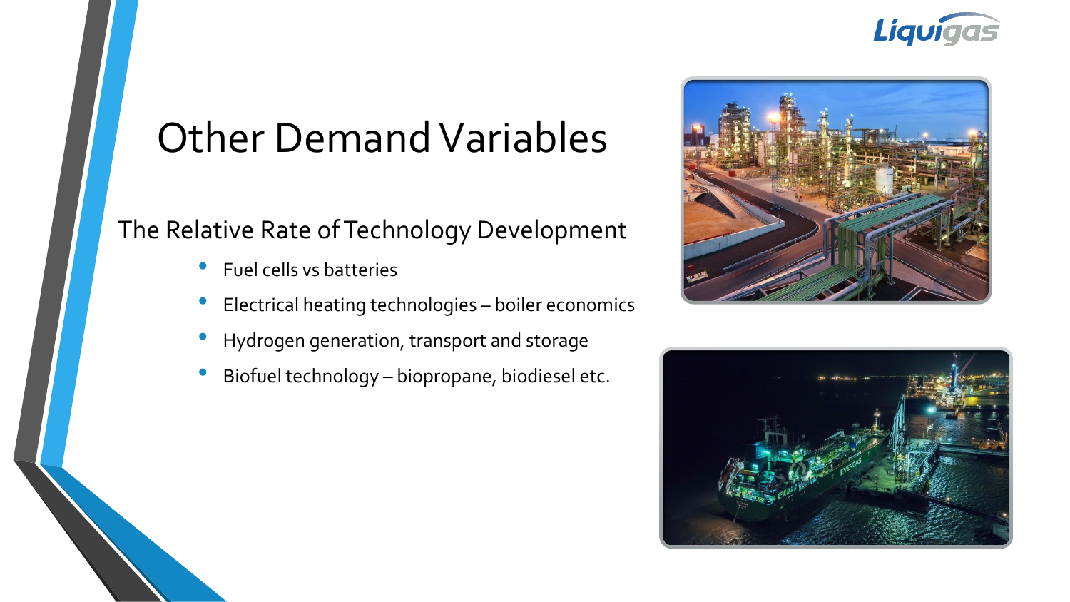# Other Demand Variables

## The Relative Rate of Technology Development

- Fuel cells vs batteries
- Electrical heating technologies – boiler economics
- Hydrogen generation, transport and storage
- Biofuel technology – biopropane, biodiesel etc.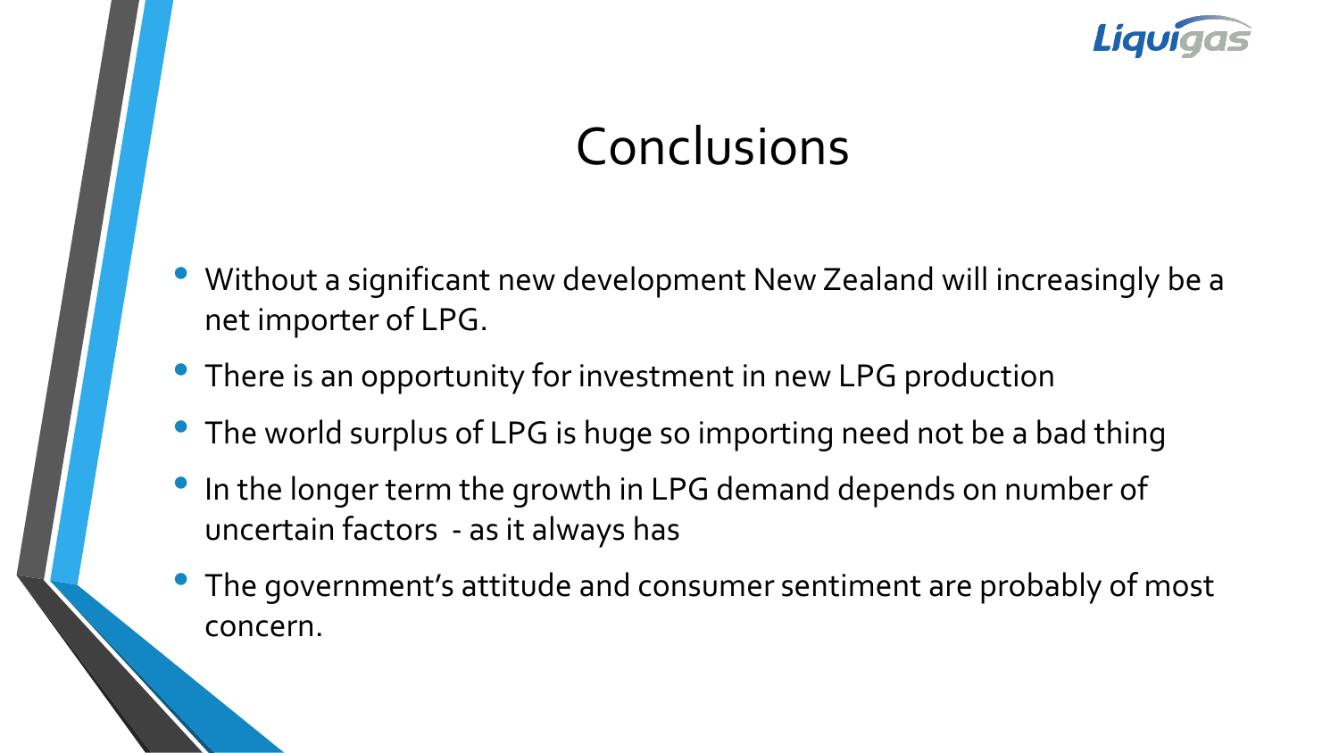# Conclusions

- Without a significant new development New Zealand will increasingly be a net importer of LPG.
- There is an opportunity for investment in new LPG production
- The world surplus of LPG is huge so importing need not be a bad thing
- In the longer term the growth in LPG demand depends on number of uncertain factors - as it always has
- The government's attitude and consumer sentiment are probably of most concern.